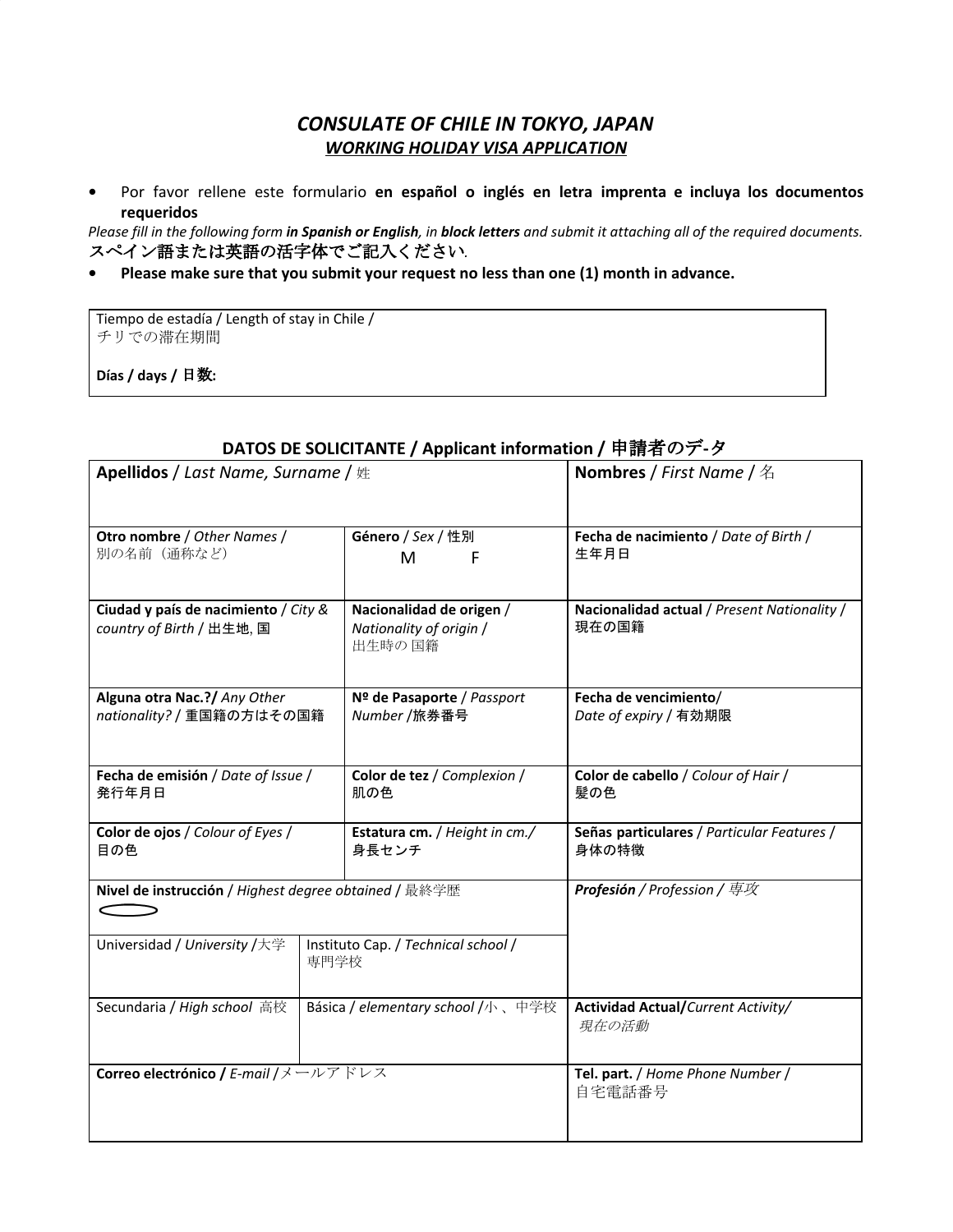# *CONSULATE OF CHILE IN TOKYO, JAPAN*

## ***WORKING HOLIDAY VISA APPLICATION***

- Por favor rellene este formulario **en español o inglés en letra imprenta e incluya los documentos requeridos**

*Please fill in the following form **in Spanish or English**, in **block letters** and submit it attaching all of the required documents.*
**スペイン語または英語の活字体でご記入ください**.

- **Please make sure that you submit your request no less than one (1) month in advance.**

| Tiempo de estadía / Length of stay in Chile / チリでの滞在期間<br><br>**Días / days / 日数:** |
|---|

### DATOS DE SOLICITANTE / Applicant information / 申請者のデ-タ

| | | | |
|---|---|---|---|
| **Apellidos** / *Last Name, Surname* / 姓 | | | **Nombres** / *First Name* / 名 |
| **Otro nombre** / *Other Names* / 別の名前（通称など） | | **Género** / *Sex* / 性別<br>M F | **Fecha de nacimiento** / *Date of Birth* / 生年月日 |
| **Ciudad y país de nacimiento** / *City & country of Birth* / 出生地, 国 | | **Nacionalidad de origen** / *Nationality of origin* / 出生時の 国籍 | **Nacionalidad actual** / *Present Nationality* / 現在の国籍 |
| **Alguna otra Nac.?/** *Any Other nationality?* / 重国籍の方はその国籍 | | **Nº de Pasaporte** / *Passport Number* /旅券番号 | **Fecha de vencimiento**/ *Date of expiry* / 有効期限 |
| **Fecha de emisión** / *Date of Issue* / 発行年月日 | | **Color de tez** / *Complexion* / 肌の色 | **Color de cabello** / *Colour of Hair* / 髪の色 |
| **Color de ojos** / *Colour of Eyes* / 目の色 | | **Estatura cm.** / *Height in cm.*/ 身長センチ | **Señas particulares** / *Particular Features* / 身体の特徴 |
| **Nivel de instrucción** / *Highest degree obtained* / 最終学歴 | | | ***Profesión** / Profession / 専攻* |
| Universidad / *University* /大学 | Instituto Cap. / *Technical school* / 専門学校 | | |
| Secundaria / *High school* 高校 | Básica / *elementary school* /小 、中学校 | | **Actividad Actual**/*Current Activity/ 現在の活動* |
| **Correo electrónico /** *E-mail* /メールアドレス | | | **Tel. part.** / *Home Phone Number* / 自宅電話番号 |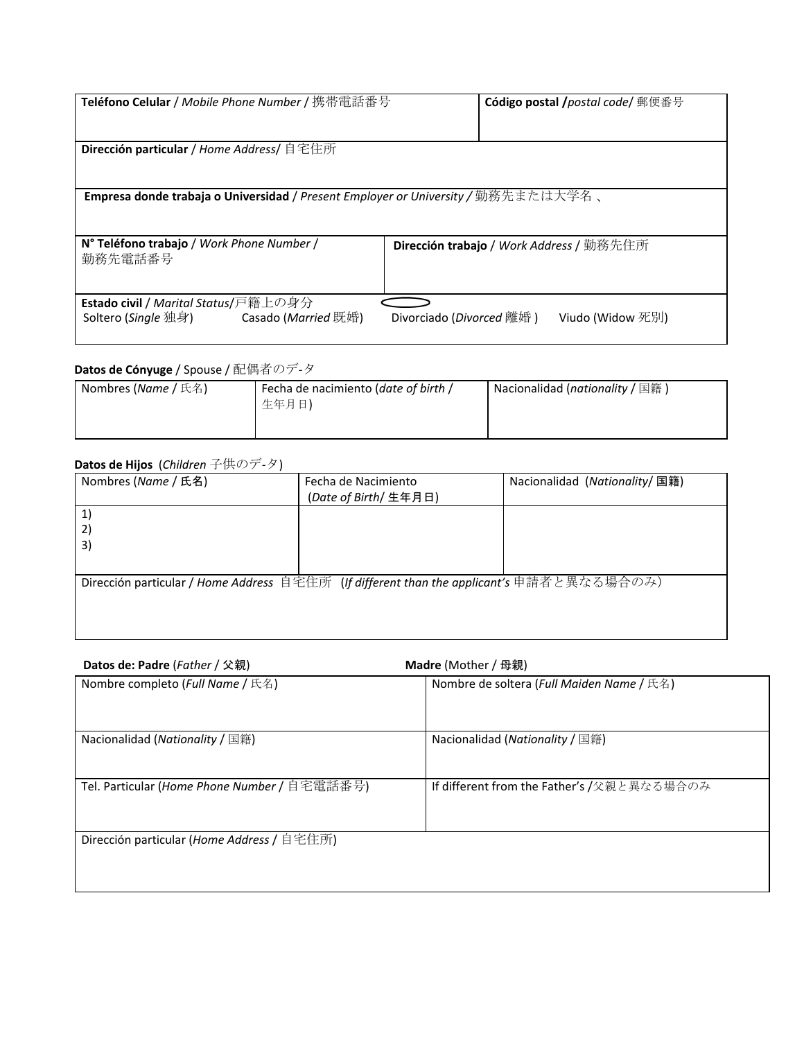| **Teléfono Celular** / *Mobile Phone Number* / 携帯電話番号 | **Código postal /***postal code*/ 郵便番号 |
| --- | --- |
| **Dirección particular** / *Home Address*/ 自宅住所 | |
| **Empresa donde trabaja o Universidad** / *Present Employer or University* / 勤務先または大学名 、 | |

| **N° Teléfono trabajo** / *Work Phone Number* / 勤務先電話番号 | **Dirección trabajo** / *Work Address* / 勤務先住所 |
| --- | --- |

**Estado civil** / *Marital Status*/戸籍上の身分
Soltero (*Single* 独身) Casado (*Married* 既婚) Divorciado (*Divorced* 離婚 ) Viudo (Widow 死別)

**Datos de Cónyuge** / Spouse / 配偶者のデ-タ

| Nombres (*Name* / 氏名) | Fecha de nacimiento (*date of birth* / 生年月日) | Nacionalidad (*nationality* / 国籍 ) |
| --- | --- | --- |
| | | |

**Datos de Hijos** (*Children* 子供のデ-タ)

| Nombres (*Name* / **氏名**) | Fecha de Nacimiento (*Date of Birth*/ **生年月日**) | Nacionalidad (*Nationality*/ **国籍**) |
| --- | --- | --- |
| 1) | | |
| 2) | | |
| 3) | | |
| Dirección particular / *Home Address* 自宅住所 (*If different than the applicant's* 申請者と異なる場合のみ) | | |

**Datos de: Padre** (*Father* / **父親**) **Madre** (Mother / **母親**)

| Nombre completo (*Full Name* / 氏名) | Nombre de soltera (*Full Maiden Name* / 氏名) |
| --- | --- |
| Nacionalidad (*Nationality* / 国籍) | Nacionalidad (*Nationality* / 国籍) |
| Tel. Particular (*Home Phone Number* / 自宅電話番号) | If different from the Father's /父親と異なる場合のみ |
| Dirección particular (*Home Address* / 自宅住所) | |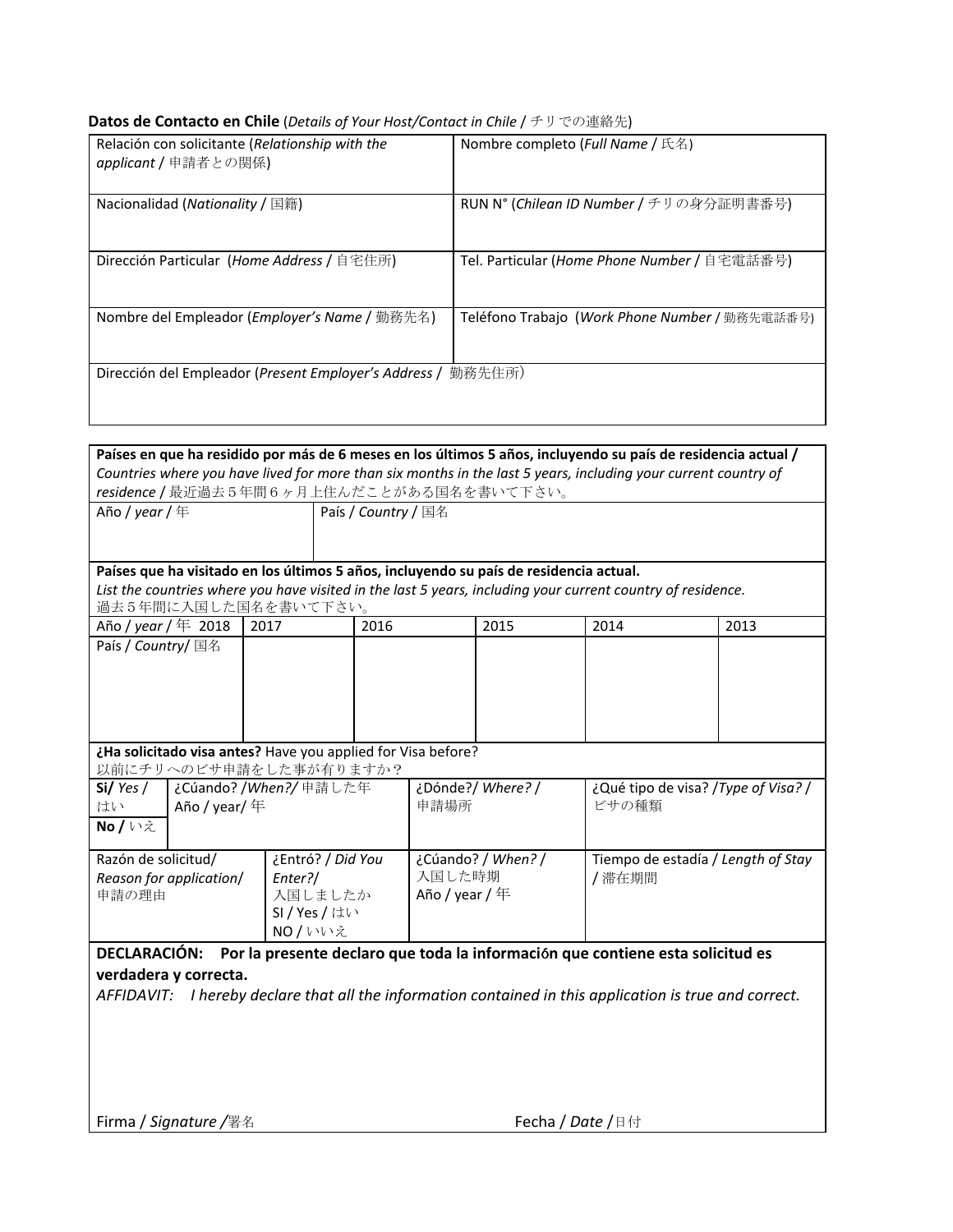**Datos de Contacto en Chile** (*Details of Your Host/Contact in Chile* / チリでの連絡先)

| | |
|---|---|
| Relación con solicitante (*Relationship with the applicant* / 申請者との関係) | Nombre completo (*Full Name* / 氏名) |
| Nacionalidad (*Nationality* / 国籍) | RUN N° (*Chilean ID Number* / チリの身分証明書番号) |
| Dirección Particular (*Home Address* / 自宅住所) | Tel. Particular (*Home Phone Number* / 自宅電話番号) |
| Nombre del Empleador (*Employer's Name* / 勤務先名) | Teléfono Trabajo (*Work Phone Number* / 勤務先電話番号) |
| Dirección del Empleador (*Present Employer's Address* / 勤務先住所) | |

**Países en que ha residido por más de 6 meses en los últimos 5 años, incluyendo su país de residencia actual /** *Countries where you have lived for more than six months in the last 5 years, including your current country of residence* / 最近過去５年間６ヶ月上住んだことがある国名を書いて下さい。

| | |
|---|---|
| Año / *year* / 年 | País / *Country* / 国名 |

**Países que ha visitado en los últimos 5 años, incluyendo su país de residencia actual.**
*List the countries where you have visited in the last 5 years, including your current country of residence.*
過去５年間に入国した国名を書いて下さい。

| Año / *year* / 年 2018 | 2017 | 2016 | 2015 | 2014 | 2013 |
|---|---|---|---|---|---|
| País / *Country*/ 国名 | | | | | |

**¿Ha solicitado visa antes?** Have you applied for Visa before?
以前にチリへのビザ申請をした事が有りますか？

| **Si**/ *Yes* / はい<br>**No /** いえ | ¿Cúando? /*When?*/ 申請した年<br>Año / year/ 年 | ¿Dónde?/ *Where?* / 申請場所 | ¿Qué tipo de visa? /*Type of Visa?* / ビザの種類 |
|---|---|---|---|
| Razón de solicitud/ *Reason for application*/ 申請の理由 | ¿Entró? / *Did You Enter?*/ 入国しましたか SI / Yes / はい NO / いいえ | ¿Cúando? / *When?* / 入国した時期 Año / year / 年 | Tiempo de estadía / *Length of Stay* / 滞在期間 |

**DECLARACIÓN: Por la presente declaro que toda la información que contiene esta solicitud es verdadera y correcta.**
*AFFIDAVIT: I hereby declare that all the information contained in this application is true and correct.*

Firma / *Signature* /署名

Fecha / *Date* /日付